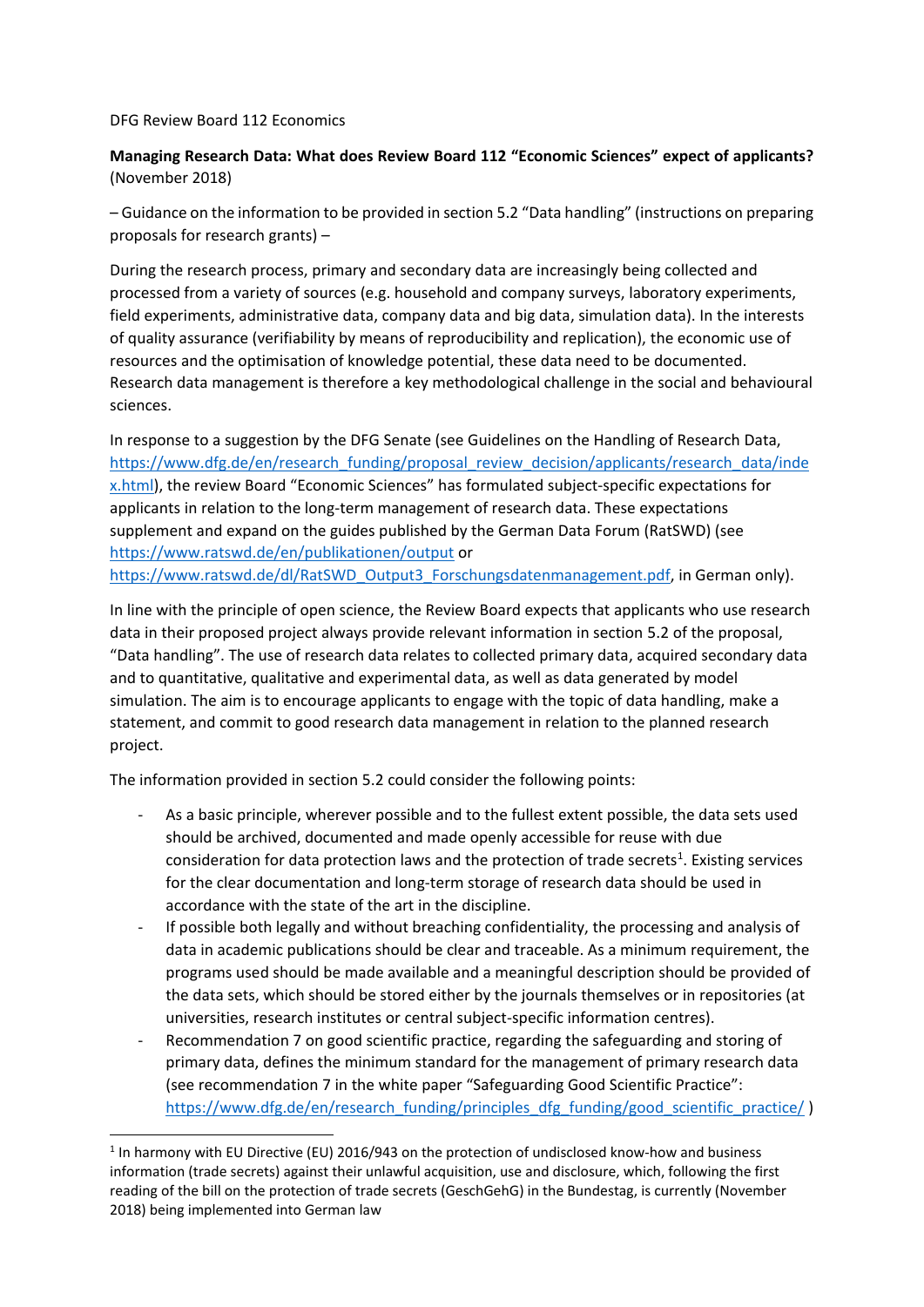DFG Review Board 112 Economics

**Managing Research Data: What does Review Board 112 "Economic Sciences" expect of applicants?** (November 2018)

– Guidance on the information to be provided in section 5.2 "Data handling" (instructions on preparing proposals for research grants) –

During the research process, primary and secondary data are increasingly being collected and processed from a variety of sources (e.g. household and company surveys, laboratory experiments, field experiments, administrative data, company data and big data, simulation data). In the interests of quality assurance (verifiability by means of reproducibility and replication), the economic use of resources and the optimisation of knowledge potential, these data need to be documented. Research data management is therefore a key methodological challenge in the social and behavioural sciences.

In response to a suggestion by the DFG Senate (see Guidelines on the Handling of Research Data, https://www.dfg.de/en/research_funding/proposal_review_decision/applicants/research_data/index.html), the review Board "Economic Sciences" has formulated subject-specific expectations for applicants in relation to the long-term management of research data. These expectations supplement and expand on the guides published by the German Data Forum (RatSWD) (see https://www.ratswd.de/en/publikationen/output or https://www.ratswd.de/dl/RatSWD_Output3_Forschungsdatenmanagement.pdf, in German only).

In line with the principle of open science, the Review Board expects that applicants who use research data in their proposed project always provide relevant information in section 5.2 of the proposal, "Data handling". The use of research data relates to collected primary data, acquired secondary data and to quantitative, qualitative and experimental data, as well as data generated by model simulation. The aim is to encourage applicants to engage with the topic of data handling, make a statement, and commit to good research data management in relation to the planned research project.

The information provided in section 5.2 could consider the following points:

- As a basic principle, wherever possible and to the fullest extent possible, the data sets used should be archived, documented and made openly accessible for reuse with due consideration for data protection laws and the protection of trade secrets[1]. Existing services for the clear documentation and long-term storage of research data should be used in accordance with the state of the art in the discipline.
- If possible both legally and without breaching confidentiality, the processing and analysis of data in academic publications should be clear and traceable. As a minimum requirement, the programs used should be made available and a meaningful description should be provided of the data sets, which should be stored either by the journals themselves or in repositories (at universities, research institutes or central subject-specific information centres).
- Recommendation 7 on good scientific practice, regarding the safeguarding and storing of primary data, defines the minimum standard for the management of primary research data (see recommendation 7 in the white paper "Safeguarding Good Scientific Practice": https://www.dfg.de/en/research_funding/principles_dfg_funding/good_scientific_practice/ )

[1] In harmony with EU Directive (EU) 2016/943 on the protection of undisclosed know-how and business information (trade secrets) against their unlawful acquisition, use and disclosure, which, following the first reading of the bill on the protection of trade secrets (GeschGehG) in the Bundestag, is currently (November 2018) being implemented into German law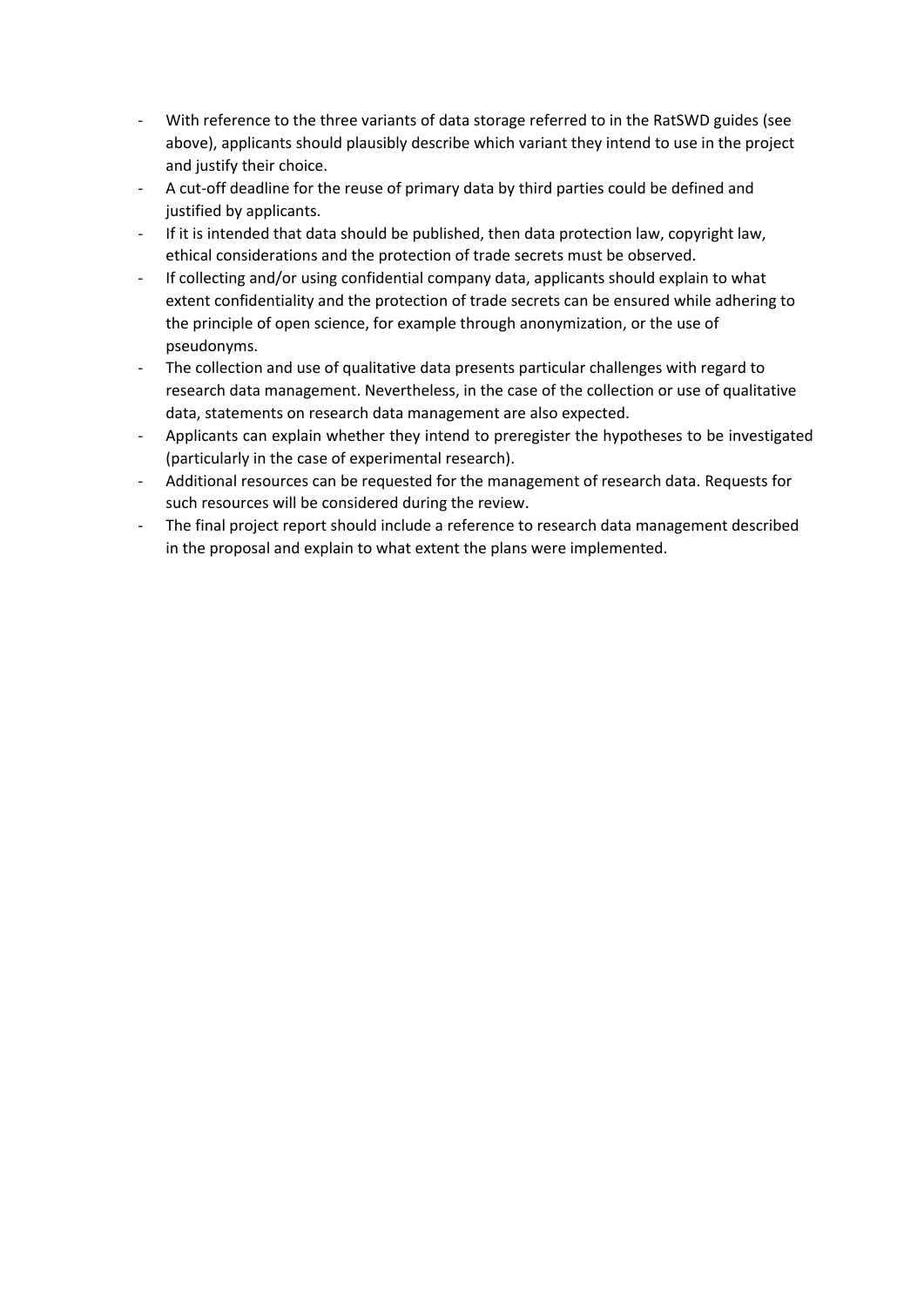- With reference to the three variants of data storage referred to in the RatSWD guides (see above), applicants should plausibly describe which variant they intend to use in the project and justify their choice.
- A cut-off deadline for the reuse of primary data by third parties could be defined and justified by applicants.
- If it is intended that data should be published, then data protection law, copyright law, ethical considerations and the protection of trade secrets must be observed.
- If collecting and/or using confidential company data, applicants should explain to what extent confidentiality and the protection of trade secrets can be ensured while adhering to the principle of open science, for example through anonymization, or the use of pseudonyms.
- The collection and use of qualitative data presents particular challenges with regard to research data management. Nevertheless, in the case of the collection or use of qualitative data, statements on research data management are also expected.
- Applicants can explain whether they intend to preregister the hypotheses to be investigated (particularly in the case of experimental research).
- Additional resources can be requested for the management of research data. Requests for such resources will be considered during the review.
- The final project report should include a reference to research data management described in the proposal and explain to what extent the plans were implemented.